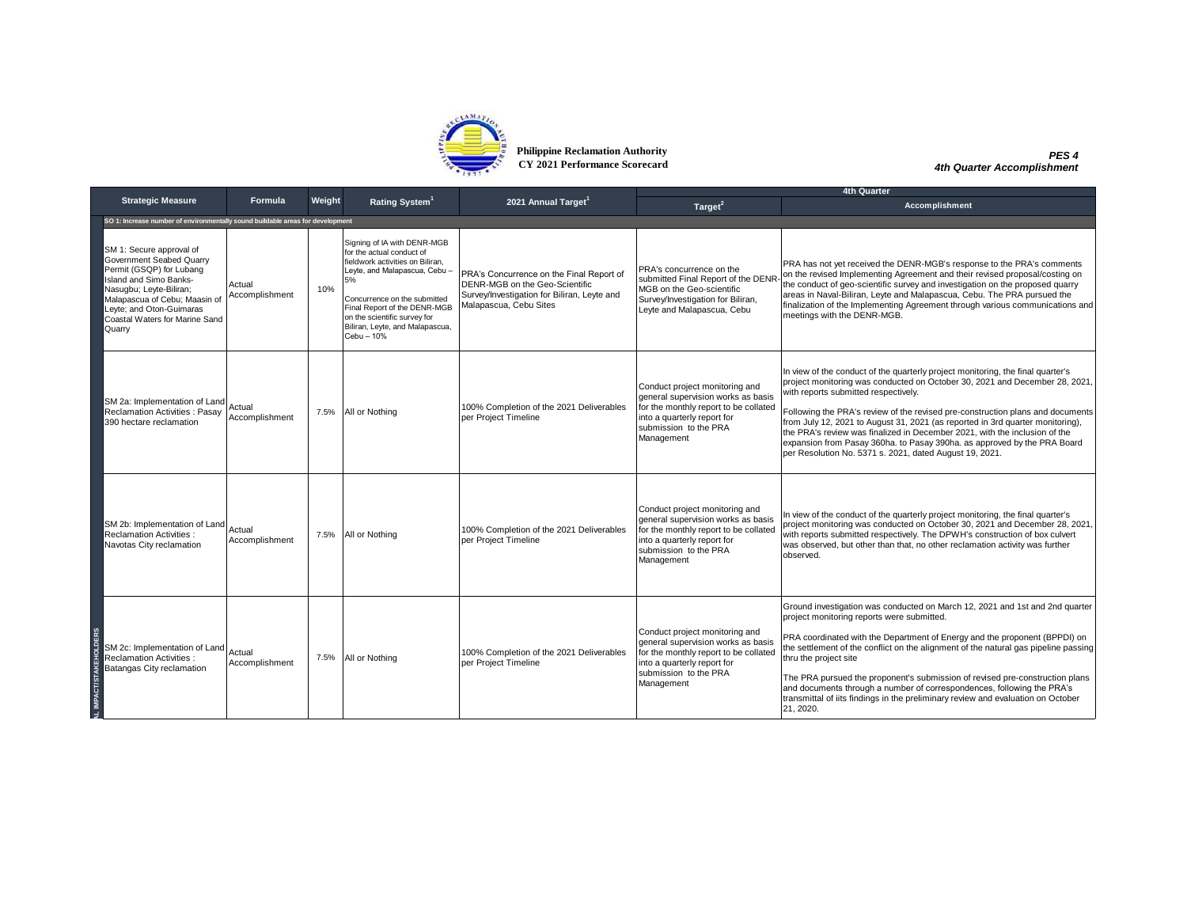**Philippine Reclamation Authority**
**CY 2021 Performance Scorecard**

***PES 4***
***4th Quarter Accomplishment***

| | Strategic Measure | Formula | Weight | Rating System[1] | 2021 Annual Target[1] | 4th Quarter | |
|---|---|---|---|---|---|---|---|
| | | | | | | Target[2] | Accomplishment |
| **SO 1: Increase number of environmentally sound buildable areas for development** | | | | | | | |
| L IMPACT/STAKEHOLDERS | SM 1: Secure approval of Government Seabed Quarry Permit (GSQP) for Lubang Island and Simo Banks-Nasugbu; Leyte-Biliran; Malapascua of Cebu; Maasin of Leyte; and Oton-Guimaras Coastal Waters for Marine Sand Quarry | Actual Accomplishment | 10% | Signing of IA with DENR-MGB for the actual conduct of fieldwork activities on Biliran, Leyte, and Malapascua, Cebu – 5%<br><br>Concurrence on the submitted Final Report of the DENR-MGB on the scientific survey for Biliran, Leyte, and Malapascua, Cebu – 10% | PRA's Concurrence on the Final Report of DENR-MGB on the Geo-Scientific Survey/Investigation for Biliran, Leyte and Malapascua, Cebu Sites | PRA's concurrence on the submitted Final Report of the DENR-MGB on the Geo-scientific Survey/Investigation for Biliran, Leyte and Malapascua, Cebu | PRA has not yet received the DENR-MGB's response to the PRA's comments on the revised Implementing Agreement and their revised proposal/costing on the conduct of geo-scientific survey and investigation on the proposed quarry areas in Naval-Biliran, Leyte and Malapascua, Cebu. The PRA pursued the finalization of the Implementing Agreement through various communications and meetings with the DENR-MGB. |
| | SM 2a: Implementation of Land Reclamation Activities : Pasay 390 hectare reclamation | Actual Accomplishment | 7.5% | All or Nothing | 100% Completion of the 2021 Deliverables per Project Timeline | Conduct project monitoring and general supervision works as basis for the monthly report to be collated into a quarterly report for submission to the PRA Management | In view of the conduct of the quarterly project monitoring, the final quarter's project monitoring was conducted on October 30, 2021 and December 28, 2021, with reports submitted respectively.<br><br>Following the PRA's review of the revised pre-construction plans and documents from July 12, 2021 to August 31, 2021 (as reported in 3rd quarter monitoring), the PRA's review was finalized in December 2021, with the inclusion of the expansion from Pasay 360ha. to Pasay 390ha. as approved by the PRA Board per Resolution No. 5371 s. 2021, dated August 19, 2021. |
| | SM 2b: Implementation of Land Reclamation Activities : Navotas City reclamation | Actual Accomplishment | 7.5% | All or Nothing | 100% Completion of the 2021 Deliverables per Project Timeline | Conduct project monitoring and general supervision works as basis for the monthly report to be collated into a quarterly report for submission to the PRA Management | In view of the conduct of the quarterly project monitoring, the final quarter's project monitoring was conducted on October 30, 2021 and December 28, 2021, with reports submitted respectively. The DPWH's construction of box culvert was observed, but other than that, no other reclamation activity was further observed. |
| | SM 2c: Implementation of Land Reclamation Activities : Batangas City reclamation | Actual Accomplishment | 7.5% | All or Nothing | 100% Completion of the 2021 Deliverables per Project Timeline | Conduct project monitoring and general supervision works as basis for the monthly report to be collated into a quarterly report for submission to the PRA Management | Ground investigation was conducted on March 12, 2021 and 1st and 2nd quarter project monitoring reports were submitted.<br><br>PRA coordinated with the Department of Energy and the proponent (BPPDI) on the settlement of the conflict on the alignment of the natural gas pipeline passing thru the project site<br><br>The PRA pursued the proponent's submission of revised pre-construction plans and documents through a number of correspondences, following the PRA's transmittal of iits findings in the preliminary review and evaluation on October 21, 2020. |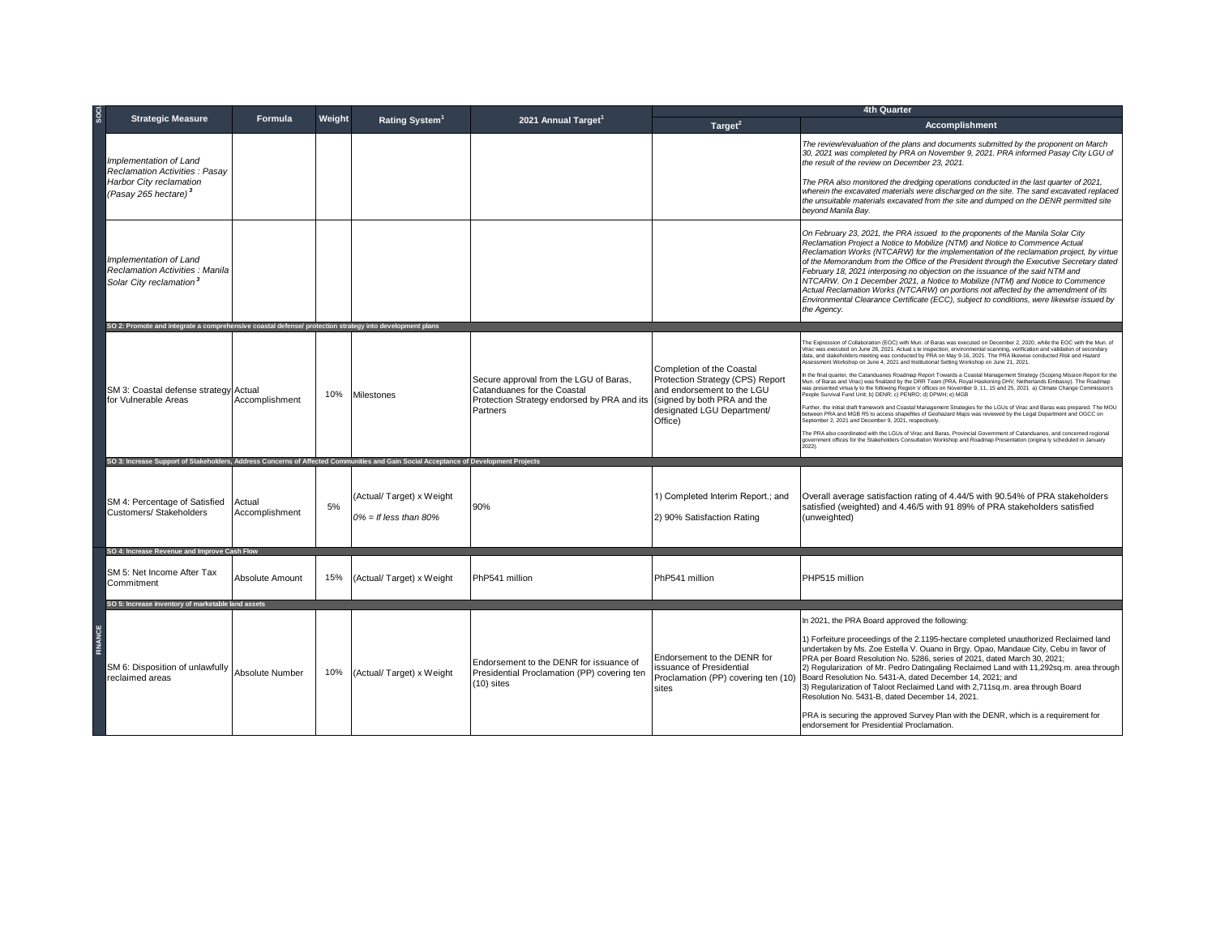| SOCI | Strategic Measure | Formula | Weight | Rating System[1] | 2021 Annual Target[1] | 4th Quarter | |
|---|---|---|---|---|---|---|---|
| | | | | | | Target[2] | Accomplishment |
| | *Implementation of Land Reclamation Activities : Pasay Harbor City reclamation (Pasay 265 hectare)[3]* | | | | | | *The review/evaluation of the plans and documents submitted by the proponent on March 30, 2021 was completed by PRA on November 9, 2021. PRA informed Pasay City LGU of the result of the review on December 23, 2021.*<br><br>*The PRA also monitored the dredging operations conducted in the last quarter of 2021, wherein the excavated materials were discharged on the site. The sand excavated replaced the unsuitable materials excavated from the site and dumped on the DENR permitted site beyond Manila Bay.* |
| | *Implementation of Land Reclamation Activities : Manila Solar City reclamation[3]* | | | | | | *On February 23, 2021, the PRA issued to the proponents of the Manila Solar City Reclamation Project a Notice to Mobilize (NTM) and Notice to Commence Actual Reclamation Works (NTCARW) for the implementation of the reclamation project, by virtue of the Memorandum from the Office of the President through the Executive Secretary dated February 18, 2021 interposing no objection on the issuance of the said NTM and NTCARW. On 1 December 2021, a Notice to Mobilize (NTM) and Notice to Commence Actual Reclamation Works (NTCARW) on portions not affected by the amendment of its Environmental Clearance Certificate (ECC), subject to conditions, were likewise issued by the Agency.* |
| | **SO 2: Promote and integrate a comprehensive coastal defense/ protection strategy into development plans** | | | | | | |
| | SM 3: Coastal defense strategy for Vulnerable Areas | Actual Accomplishment | 10% | Milestones | Secure approval from the LGU of Baras, Catanduanes for the Coastal Protection Strategy endorsed by PRA and its Partners | Completion of the Coastal Protection Strategy (CPS) Report and endorsement to the LGU (signed by both PRA and the designated LGU Department/ Office) | The Expression of Collaboration (EOC) with Mun. of Baras was executed on December 2, 2020, while the EOC with the Mun. of Virac was executed on June 28, 2021. Actual s te inspection, environmental scanning, verification and validation of secondary data, and stakeholders meeting was conducted by PRA on May 9-16, 2021. The PRA likewise conducted Risk and Hazard Assessment Workshop on June 4, 2021 and Institutional Setting Workshop on June 21, 2021.<br><br>In the final quarter, the Catanduanes Roadmap Report Towards a Coastal Management Strategy (Scoping Mission Report for the Mun. of Baras and Virac) was finalized by the DRR Team (PRA, Royal Haskoning DHV, Netherlands Embassy). The Roadmap was presented virtua ly to the following Region V offices on November 9, 11, 15 and 25, 2021 a) Climate Change Commission's People Survival Fund Unit; b) DENR; c) PENRO; d) DPWH; e) MGB<br><br>Further, the initial draft framework and Coastal Management Strategies for the LGUs of Virac and Baras was prepared. The MOU between PRA and MGB R5 to access shapefiles of Geohazard Maps was reviewed by the Legal Department and OGCC on September 2, 2021 and December 9, 2021, respectively.<br><br>The PRA also coordinated with the LGUs of Virac and Baras, Provincial Government of Catanduanes, and concerned regional government offices for the Stakeholders Consultation Workshop and Roadmap Presentation (origina ly scheduled in January 2022). |
| | **SO 3: Increase Support of Stakeholders, Address Concerns of Affected Communities and Gain Social Acceptance of Development Projects** | | | | | | |
| | SM 4: Percentage of Satisfied Customers/ Stakeholders | Actual Accomplishment | 5% | (Actual/ Target) x Weight<br><br>*0% = If less than 80%* | 90% | 1) Completed Interim Report.; and<br><br>2) 90% Satisfaction Rating | Overall average satisfaction rating of 4.44/5 with 90.54% of PRA stakeholders satisfied (weighted) and 4.46/5 with 91 89% of PRA stakeholders satisfied (unweighted) |
| FINANCE | **SO 4: Increase Revenue and Improve Cash Flow** | | | | | | |
| | SM 5: Net Income After Tax Commitment | Absolute Amount | 15% | (Actual/ Target) x Weight | PhP541 million | PhP541 million | PHP515 million |
| | **SO 5: Increase inventory of marketable land assets** | | | | | | |
| | SM 6: Disposition of unlawfully reclaimed areas | Absolute Number | 10% | (Actual/ Target) x Weight | Endorsement to the DENR for issuance of Presidential Proclamation (PP) covering ten (10) sites | Endorsement to the DENR for issuance of Presidential Proclamation (PP) covering ten (10) sites | In 2021, the PRA Board approved the following:<br><br>1) Forfeiture proceedings of the 2.1195-hectare completed unauthorized Reclaimed land undertaken by Ms. Zoe Estella V. Ouano in Brgy. Opao, Mandaue City, Cebu in favor of PRA per Board Resolution No. 5286, series of 2021, dated March 30, 2021;<br>2) Regularization of Mr. Pedro Datingaling Reclaimed Land with 11,292sq.m. area through Board Resolution No. 5431-A, dated December 14, 2021; and<br>3) Regularization of Taloot Reclaimed Land with 2,711sq.m. area through Board Resolution No. 5431-B, dated December 14, 2021.<br><br>PRA is securing the approved Survey Plan with the DENR, which is a requirement for endorsement for Presidential Proclamation. |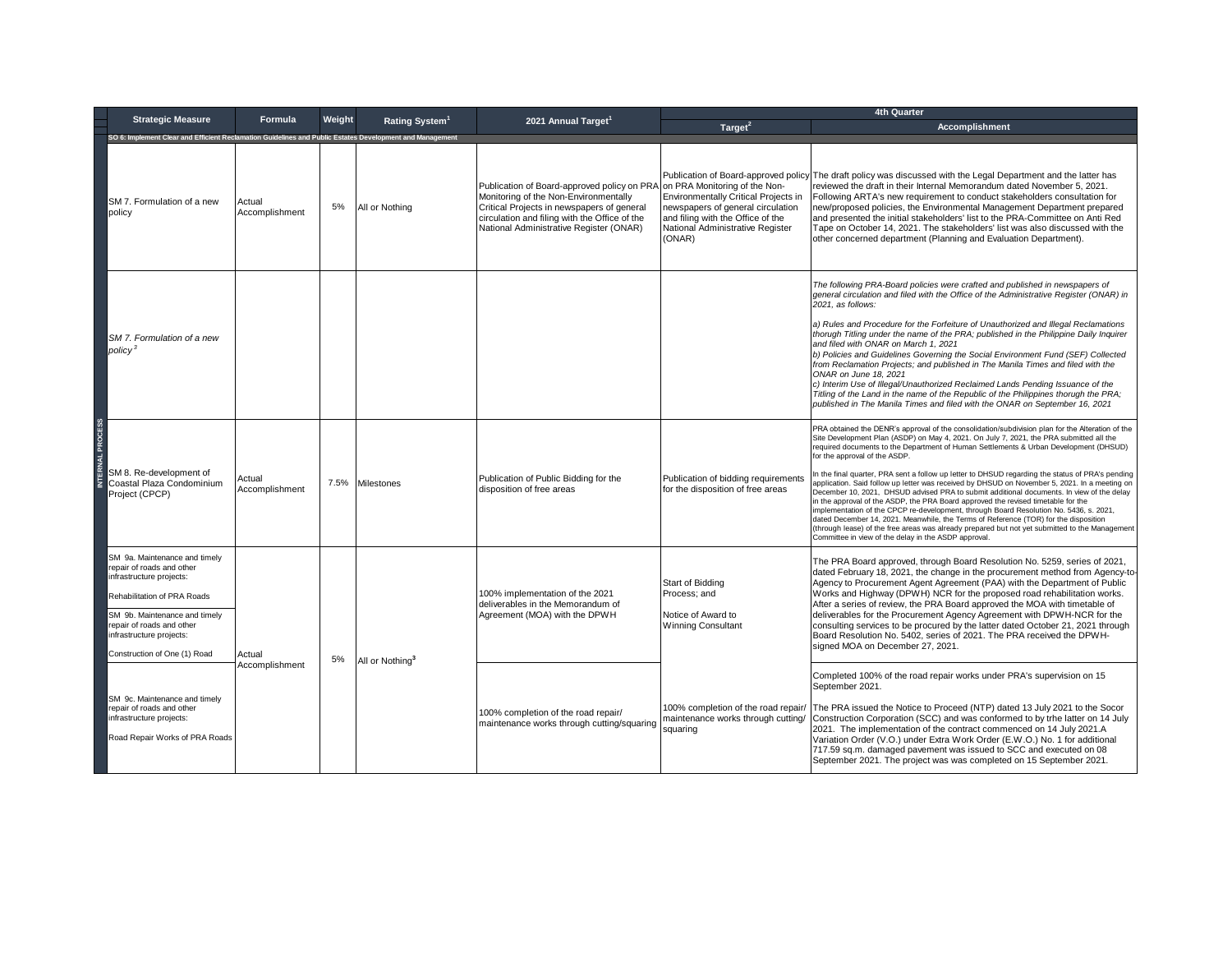| | Strategic Measure | Formula | Weight | Rating System[1] | 2021 Annual Target[1] | 4th Quarter | |
|---|---|---|---|---|---|---|---|
| | | | | | | Target[2] | Accomplishment |
| | SO 6: Implement Clear and Efficient Reclamation Guidelines and Public Estates Development and Management | | | | | | |
| INTERNAL PROCESS | SM 7. Formulation of a new policy | Actual Accomplishment | 5% | All or Nothing | Publication of Board-approved policy on PRA Monitoring of the Non-Environmentally Critical Projects in newspapers of general circulation and filing with the Office of the National Administrative Register (ONAR) | Publication of Board-approved policy on PRA Monitoring of the Non-Environmentally Critical Projects in newspapers of general circulation and filing with the Office of the National Administrative Register (ONAR) | The draft policy was discussed with the Legal Department and the latter has reviewed the draft in their Internal Memorandum dated November 5, 2021. Following ARTA's new requirement to conduct stakeholders consultation for new/proposed policies, the Environmental Management Department prepared and presented the initial stakeholders' list to the PRA-Committee on Anti Red Tape on October 14, 2021. The stakeholders' list was also discussed with the other concerned department (Planning and Evaluation Department). |
| | *SM 7. Formulation of a new policy*[3] | | | | | | *The following PRA-Board policies were crafted and published in newspapers of general circulation and filed with the Office of the Administrative Register (ONAR) in 2021, as follows:*<br><br>*a) Rules and Procedure for the Forfeiture of Unauthorized and Illegal Reclamations thorugh Titling under the name of the PRA; published in the Philippine Daily Inquirer and filed with ONAR on March 1, 2021*<br>*b) Policies and Guidelines Governing the Social Environment Fund (SEF) Collected from Reclamation Projects; and published in The Manila Times and filed with the ONAR on June 18, 2021*<br>*c) Interim Use of Illegal/Unauthorized Reclaimed Lands Pending Issuance of the Titling of the Land in the name of the Republic of the Philippines thorugh the PRA; published in The Manila Times and filed with the ONAR on September 16, 2021* |
| | SM 8. Re-development of Coastal Plaza Condominium Project (CPCP) | Actual Accomplishment | 7.5% | Milestones | Publication of Public Bidding for the disposition of free areas | Publication of bidding requirements for the disposition of free areas | PRA obtained the DENR's approval of the consolidation/subdivision plan for the Alteration of the Site Development Plan (ASDP) on May 4, 2021. On July 7, 2021, the PRA submitted all the required documents to the Department of Human Settlements & Urban Development (DHSUD) for the approval of the ASDP.<br><br>In the final quarter, PRA sent a follow up letter to DHSUD regarding the status of PRA's pending application. Said follow up letter was received by DHSUD on November 5, 2021. In a meeting on December 10, 2021, DHSUD advised PRA to submit additional documents. In view of the delay in the approval of the ASDP, the PRA Board approved the revised timetable for the implementation of the CPCP re-development, through Board Resolution No. 5436, s. 2021, dated December 14, 2021. Meanwhile, the Terms of Reference (TOR) for the disposition (through lease) of the free areas was already prepared but not yet submitted to the Management Committee in view of the delay in the ASDP approval. |
| | SM 9a. Maintenance and timely repair of roads and other infrastructure projects:<br><br>Rehabilitation of PRA Roads<br><br>SM 9b. Maintenance and timely repair of roads and other infrastructure projects:<br><br>Construction of One (1) Road | Actual Accomplishment | 5% | All or Nothing[3] | 100% implementation of the 2021 deliverables in the Memorandum of Agreement (MOA) with the DPWH | Start of Bidding Process; and<br><br>Notice of Award to Winning Consultant | The PRA Board approved, through Board Resolution No. 5259, series of 2021, dated February 18, 2021, the change in the procurement method from Agency-to-Agency to Procurement Agent Agreement (PAA) with the Department of Public Works and Highway (DPWH) NCR for the proposed road rehabilitation works. After a series of review, the PRA Board approved the MOA with timetable of deliverables for the Procurement Agency Agreement with DPWH-NCR for the consulting services to be procured by the latter dated October 21, 2021 through Board Resolution No. 5402, series of 2021. The PRA received the DPWH-signed MOA on December 27, 2021. |
| | SM 9c. Maintenance and timely repair of roads and other infrastructure projects:<br><br>Road Repair Works of PRA Roads | | | | 100% completion of the road repair/ maintenance works through cutting/squaring | 100% completion of the road repair/ maintenance works through cutting/ squaring | Completed 100% of the road repair works under PRA's supervision on 15 September 2021.<br><br>The PRA issued the Notice to Proceed (NTP) dated 13 July 2021 to the Socor Construction Corporation (SCC) and was conformed to by trhe latter on 14 July 2021. The implementation of the contract commenced on 14 July 2021.A Variation Order (V.O.) under Extra Work Order (E.W.O.) No. 1 for additional 717.59 sq.m. damaged pavement was issued to SCC and executed on 08 September 2021. The project was was completed on 15 September 2021. |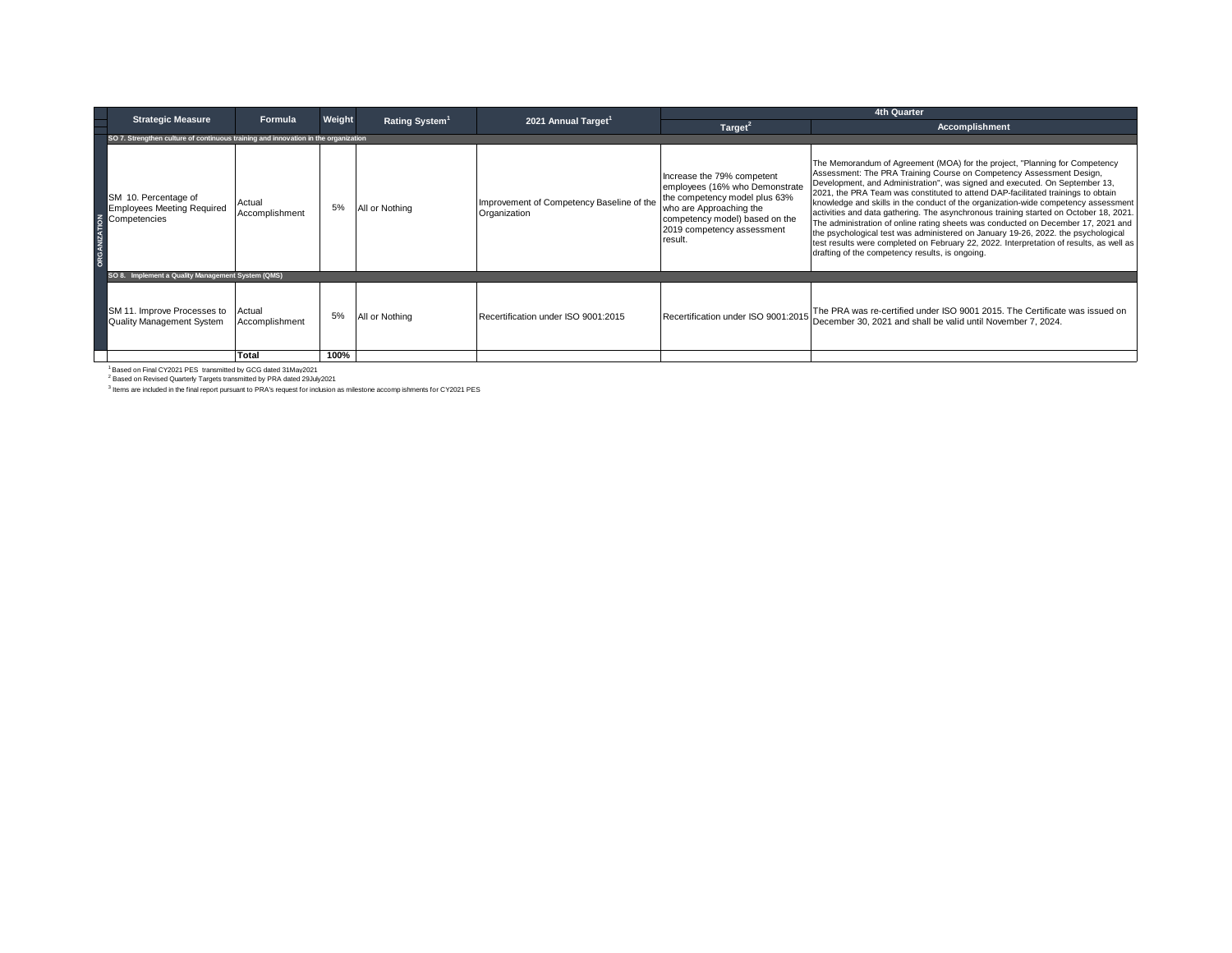| | Strategic Measure | Formula | Weight | Rating System[1] | 2021 Annual Target[1] | 4th Quarter | |
|---|---|---|---|---|---|---|---|
| | | | | | | Target[2] | Accomplishment |
| | **SO 7. Strengthen culture of continuous training and innovation in the organization** | | | | | | |
| ORGANIZATION | SM 10. Percentage of Employees Meeting Required Competencies | Actual Accomplishment | 5% | All or Nothing | Improvement of Competency Baseline of the Organization | Increase the 79% competent employees (16% who Demonstrate the competency model plus 63% who are Approaching the competency model) based on the 2019 competency assessment result. | The Memorandum of Agreement (MOA) for the project, "Planning for Competency Assessment: The PRA Training Course on Competency Assessment Design, Development, and Administration", was signed and executed. On September 13, 2021, the PRA Team was constituted to attend DAP-facilitated trainings to obtain knowledge and skills in the conduct of the organization-wide competency assessment activities and data gathering. The asynchronous training started on October 18, 2021. The administration of online rating sheets was conducted on December 17, 2021 and the psychological test was administered on January 19-26, 2022. the psychological test results were completed on February 22, 2022. Interpretation of results, as well as drafting of the competency results, is ongoing. |
| | **SO 8. Implement a Quality Management System (QMS)** | | | | | | |
| | SM 11. Improve Processes to Quality Management System | Actual Accomplishment | 5% | All or Nothing | Recertification under ISO 9001:2015 | Recertification under ISO 9001:2015 | The PRA was re-certified under ISO 9001 2015. The Certificate was issued on December 30, 2021 and shall be valid until November 7, 2024. |
| | | **Total** | **100%** | | | | |

[1] Based on Final CY2021 PES transmitted by GCG dated 31May2021

[2] Based on Revised Quarterly Targets transmitted by PRA dated 29July2021

[3] Items are included in the final report pursuant to PRA's request for inclusion as milestone accomplishments for CY2021 PES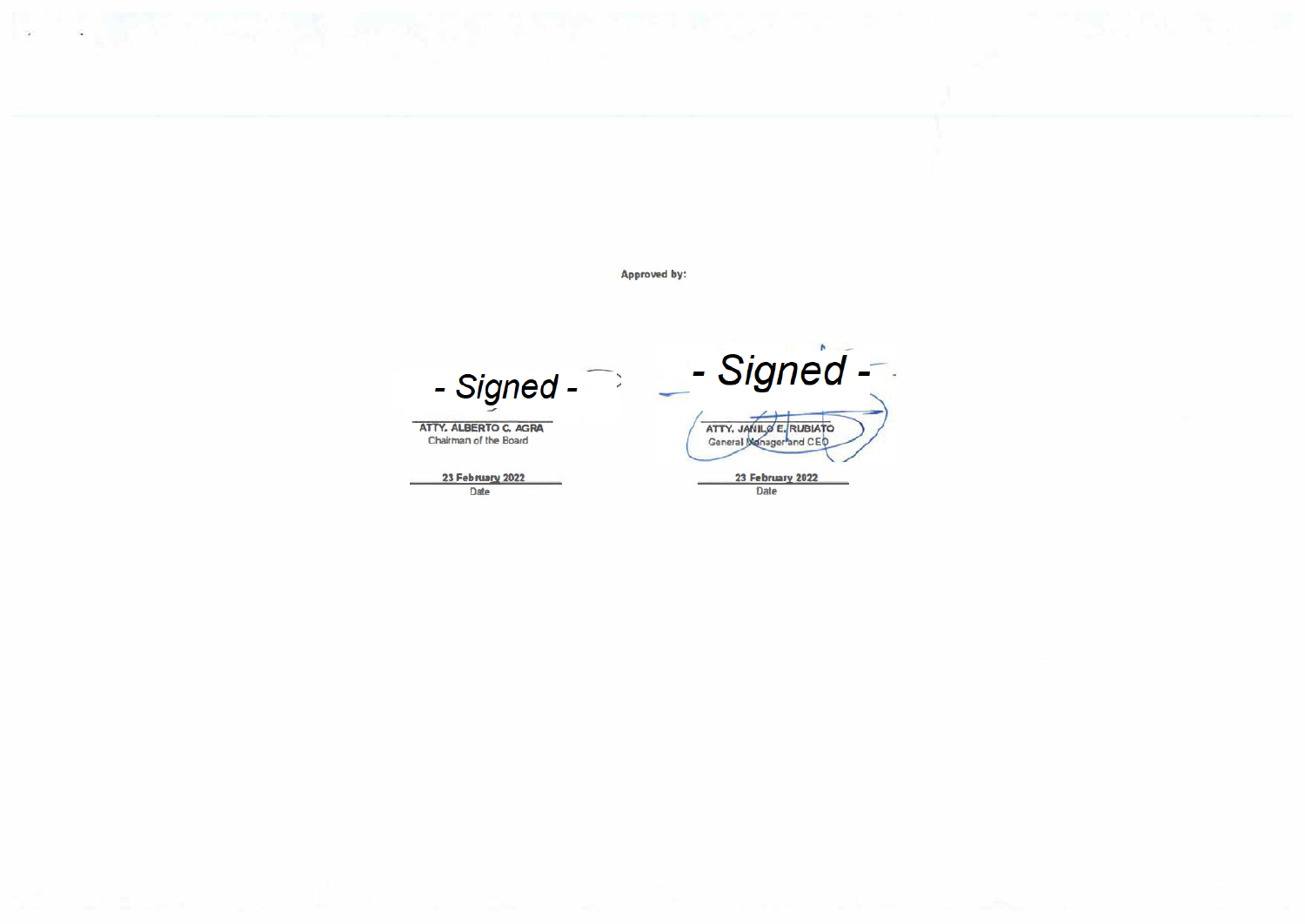**Approved by:**

| | |
|---|---|
| - Signed - | - Signed - |
| ATTY. ALBERTO C. AGRA | ATTY. JANILO E. RUBIATO |
| Chairman of the Board | General Manager and CEO |
| 23 February 2022 | 23 February 2022 |
| Date | Date |